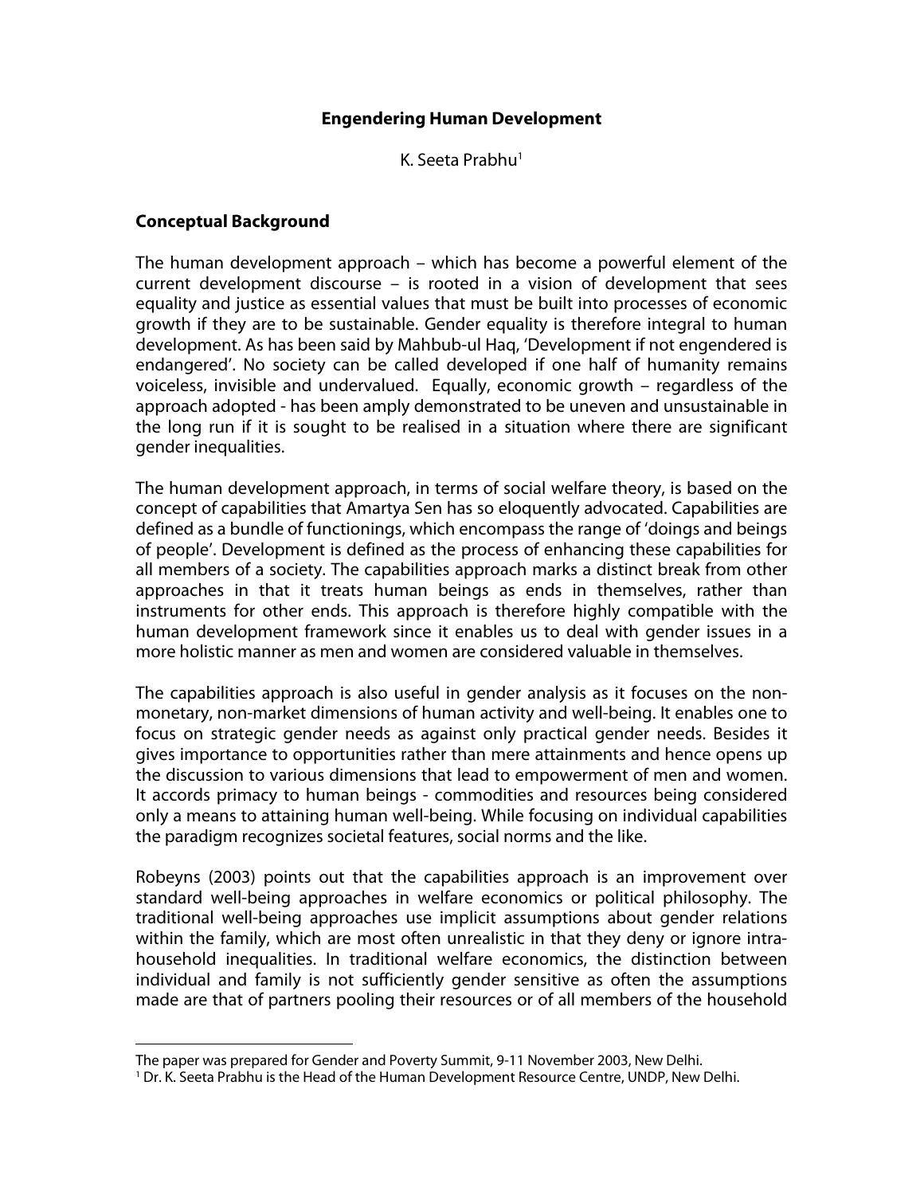# Engendering Human Development

K. Seeta Prabhu[1]

## Conceptual Background

The human development approach – which has become a powerful element of the current development discourse – is rooted in a vision of development that sees equality and justice as essential values that must be built into processes of economic growth if they are to be sustainable. Gender equality is therefore integral to human development. As has been said by Mahbub-ul Haq, 'Development if not engendered is endangered'. No society can be called developed if one half of humanity remains voiceless, invisible and undervalued. Equally, economic growth – regardless of the approach adopted - has been amply demonstrated to be uneven and unsustainable in the long run if it is sought to be realised in a situation where there are significant gender inequalities.

The human development approach, in terms of social welfare theory, is based on the concept of capabilities that Amartya Sen has so eloquently advocated. Capabilities are defined as a bundle of functionings, which encompass the range of 'doings and beings of people'. Development is defined as the process of enhancing these capabilities for all members of a society. The capabilities approach marks a distinct break from other approaches in that it treats human beings as ends in themselves, rather than instruments for other ends. This approach is therefore highly compatible with the human development framework since it enables us to deal with gender issues in a more holistic manner as men and women are considered valuable in themselves.

The capabilities approach is also useful in gender analysis as it focuses on the non-monetary, non-market dimensions of human activity and well-being. It enables one to focus on strategic gender needs as against only practical gender needs. Besides it gives importance to opportunities rather than mere attainments and hence opens up the discussion to various dimensions that lead to empowerment of men and women. It accords primacy to human beings - commodities and resources being considered only a means to attaining human well-being. While focusing on individual capabilities the paradigm recognizes societal features, social norms and the like.

Robeyns (2003) points out that the capabilities approach is an improvement over standard well-being approaches in welfare economics or political philosophy. The traditional well-being approaches use implicit assumptions about gender relations within the family, which are most often unrealistic in that they deny or ignore intra-household inequalities. In traditional welfare economics, the distinction between individual and family is not sufficiently gender sensitive as often the assumptions made are that of partners pooling their resources or of all members of the household

---

The paper was prepared for Gender and Poverty Summit, 9-11 November 2003, New Delhi.

[1] Dr. K. Seeta Prabhu is the Head of the Human Development Resource Centre, UNDP, New Delhi.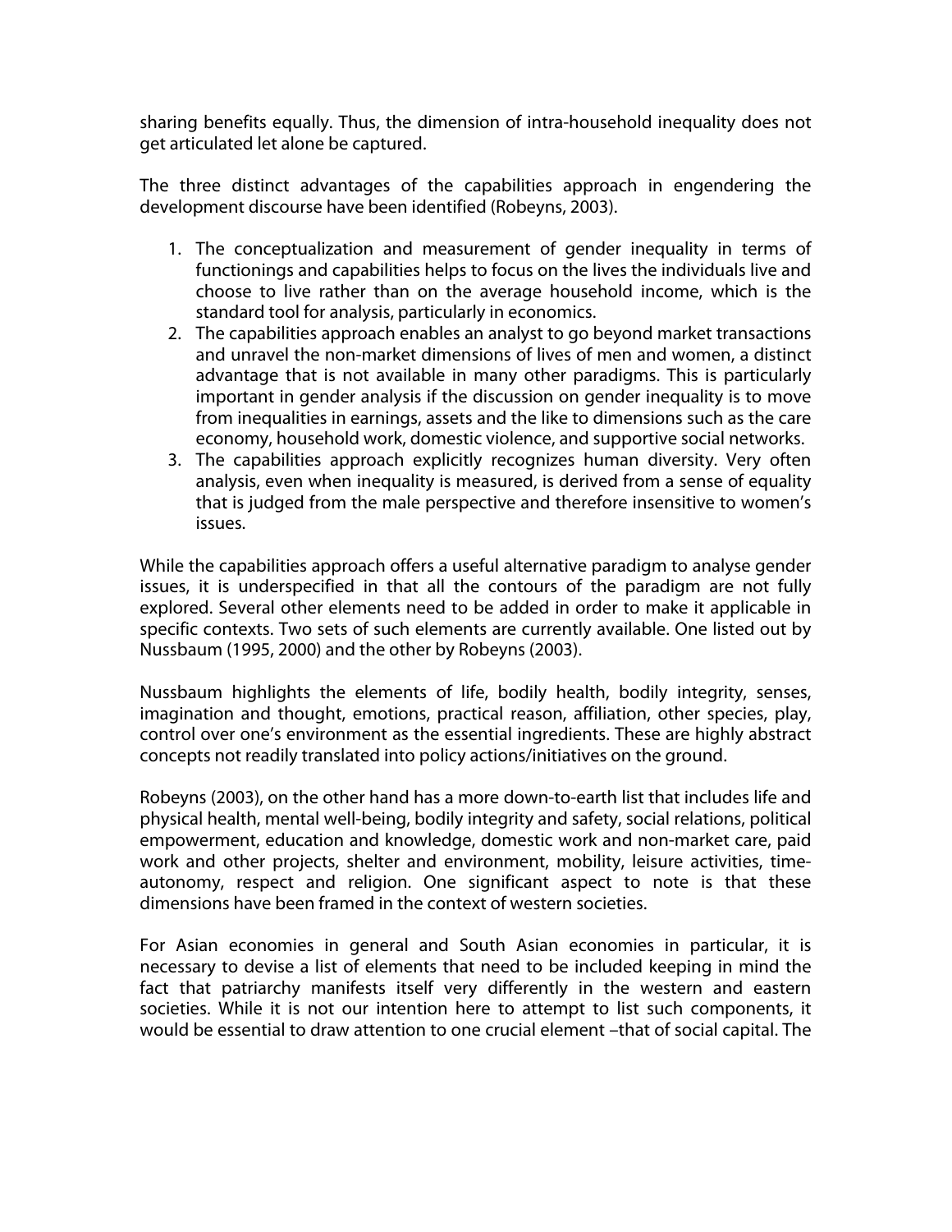sharing benefits equally. Thus, the dimension of intra-household inequality does not get articulated let alone be captured.

The three distinct advantages of the capabilities approach in engendering the development discourse have been identified (Robeyns, 2003).

1. The conceptualization and measurement of gender inequality in terms of functionings and capabilities helps to focus on the lives the individuals live and choose to live rather than on the average household income, which is the standard tool for analysis, particularly in economics.
2. The capabilities approach enables an analyst to go beyond market transactions and unravel the non-market dimensions of lives of men and women, a distinct advantage that is not available in many other paradigms. This is particularly important in gender analysis if the discussion on gender inequality is to move from inequalities in earnings, assets and the like to dimensions such as the care economy, household work, domestic violence, and supportive social networks.
3. The capabilities approach explicitly recognizes human diversity. Very often analysis, even when inequality is measured, is derived from a sense of equality that is judged from the male perspective and therefore insensitive to women's issues.

While the capabilities approach offers a useful alternative paradigm to analyse gender issues, it is underspecified in that all the contours of the paradigm are not fully explored. Several other elements need to be added in order to make it applicable in specific contexts. Two sets of such elements are currently available. One listed out by Nussbaum (1995, 2000) and the other by Robeyns (2003).

Nussbaum highlights the elements of life, bodily health, bodily integrity, senses, imagination and thought, emotions, practical reason, affiliation, other species, play, control over one's environment as the essential ingredients. These are highly abstract concepts not readily translated into policy actions/initiatives on the ground.

Robeyns (2003), on the other hand has a more down-to-earth list that includes life and physical health, mental well-being, bodily integrity and safety, social relations, political empowerment, education and knowledge, domestic work and non-market care, paid work and other projects, shelter and environment, mobility, leisure activities, time-autonomy, respect and religion. One significant aspect to note is that these dimensions have been framed in the context of western societies.

For Asian economies in general and South Asian economies in particular, it is necessary to devise a list of elements that need to be included keeping in mind the fact that patriarchy manifests itself very differently in the western and eastern societies. While it is not our intention here to attempt to list such components, it would be essential to draw attention to one crucial element –that of social capital. The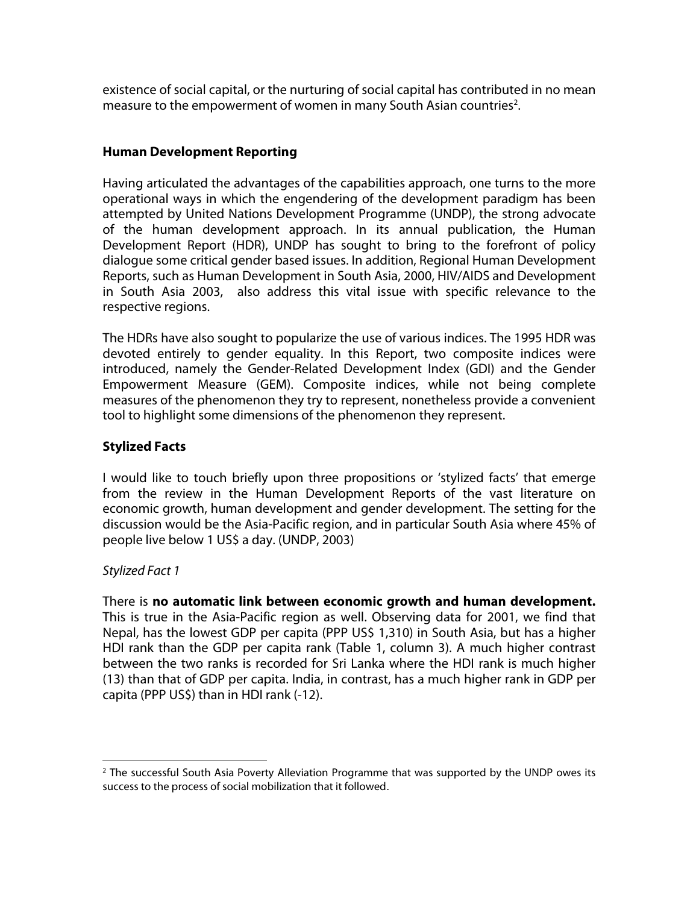existence of social capital, or the nurturing of social capital has contributed in no mean measure to the empowerment of women in many South Asian countries[2].

## Human Development Reporting

Having articulated the advantages of the capabilities approach, one turns to the more operational ways in which the engendering of the development paradigm has been attempted by United Nations Development Programme (UNDP), the strong advocate of the human development approach. In its annual publication, the Human Development Report (HDR), UNDP has sought to bring to the forefront of policy dialogue some critical gender based issues. In addition, Regional Human Development Reports, such as Human Development in South Asia, 2000, HIV/AIDS and Development in South Asia 2003, also address this vital issue with specific relevance to the respective regions.

The HDRs have also sought to popularize the use of various indices. The 1995 HDR was devoted entirely to gender equality. In this Report, two composite indices were introduced, namely the Gender-Related Development Index (GDI) and the Gender Empowerment Measure (GEM). Composite indices, while not being complete measures of the phenomenon they try to represent, nonetheless provide a convenient tool to highlight some dimensions of the phenomenon they represent.

## Stylized Facts

I would like to touch briefly upon three propositions or 'stylized facts' that emerge from the review in the Human Development Reports of the vast literature on economic growth, human development and gender development. The setting for the discussion would be the Asia-Pacific region, and in particular South Asia where 45% of people live below 1 US$ a day. (UNDP, 2003)

*Stylized Fact 1*

There is **no automatic link between economic growth and human development.** This is true in the Asia-Pacific region as well. Observing data for 2001, we find that Nepal, has the lowest GDP per capita (PPP US$ 1,310) in South Asia, but has a higher HDI rank than the GDP per capita rank (Table 1, column 3). A much higher contrast between the two ranks is recorded for Sri Lanka where the HDI rank is much higher (13) than that of GDP per capita. India, in contrast, has a much higher rank in GDP per capita (PPP US$) than in HDI rank (-12).

[2] The successful South Asia Poverty Alleviation Programme that was supported by the UNDP owes its success to the process of social mobilization that it followed.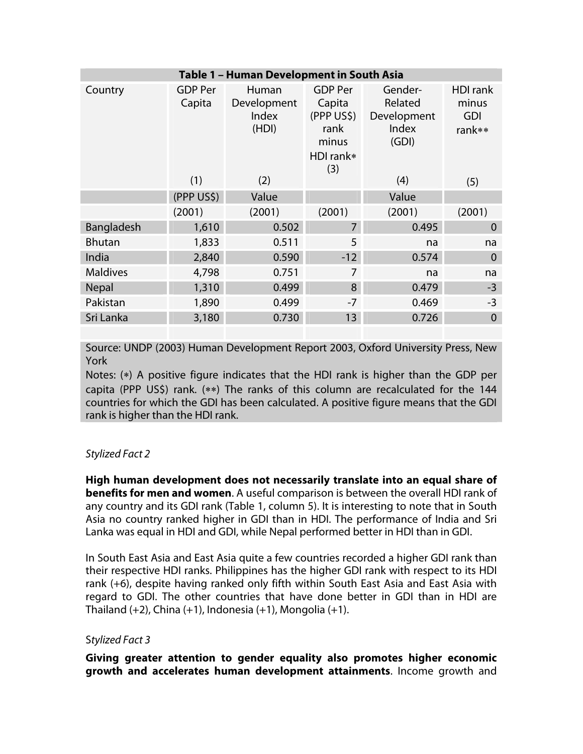**Table 1 – Human Development in South Asia**

| Country | GDP Per Capita (1) | Human Development Index (HDI) (2) | GDP Per Capita (PPP US$) rank minus HDI rank* (3) | Gender-Related Development Index (GDI) (4) | HDI rank minus GDI rank** (5) |
|---|---|---|---|---|---|
| | (PPP US$) | Value | | Value | |
| | (2001) | (2001) | (2001) | (2001) | (2001) |
| Bangladesh | 1,610 | 0.502 | 7 | 0.495 | 0 |
| Bhutan | 1,833 | 0.511 | 5 | na | na |
| India | 2,840 | 0.590 | -12 | 0.574 | 0 |
| Maldives | 4,798 | 0.751 | 7 | na | na |
| Nepal | 1,310 | 0.499 | 8 | 0.479 | -3 |
| Pakistan | 1,890 | 0.499 | -7 | 0.469 | -3 |
| Sri Lanka | 3,180 | 0.730 | 13 | 0.726 | 0 |

Source: UNDP (2003) Human Development Report 2003, Oxford University Press, New York

Notes: (*) A positive figure indicates that the HDI rank is higher than the GDP per capita (PPP US$) rank. (**) The ranks of this column are recalculated for the 144 countries for which the GDI has been calculated. A positive figure means that the GDI rank is higher than the HDI rank.

*Stylized Fact 2*

**High human development does not necessarily translate into an equal share of benefits for men and women**. A useful comparison is between the overall HDI rank of any country and its GDI rank (Table 1, column 5). It is interesting to note that in South Asia no country ranked higher in GDI than in HDI. The performance of India and Sri Lanka was equal in HDI and GDI, while Nepal performed better in HDI than in GDI.

In South East Asia and East Asia quite a few countries recorded a higher GDI rank than their respective HDI ranks. Philippines has the higher GDI rank with respect to its HDI rank (+6), despite having ranked only fifth within South East Asia and East Asia with regard to GDI. The other countries that have done better in GDI than in HDI are Thailand (+2), China (+1), Indonesia (+1), Mongolia (+1).

*Stylized Fact 3*

**Giving greater attention to gender equality also promotes higher economic growth and accelerates human development attainments**. Income growth and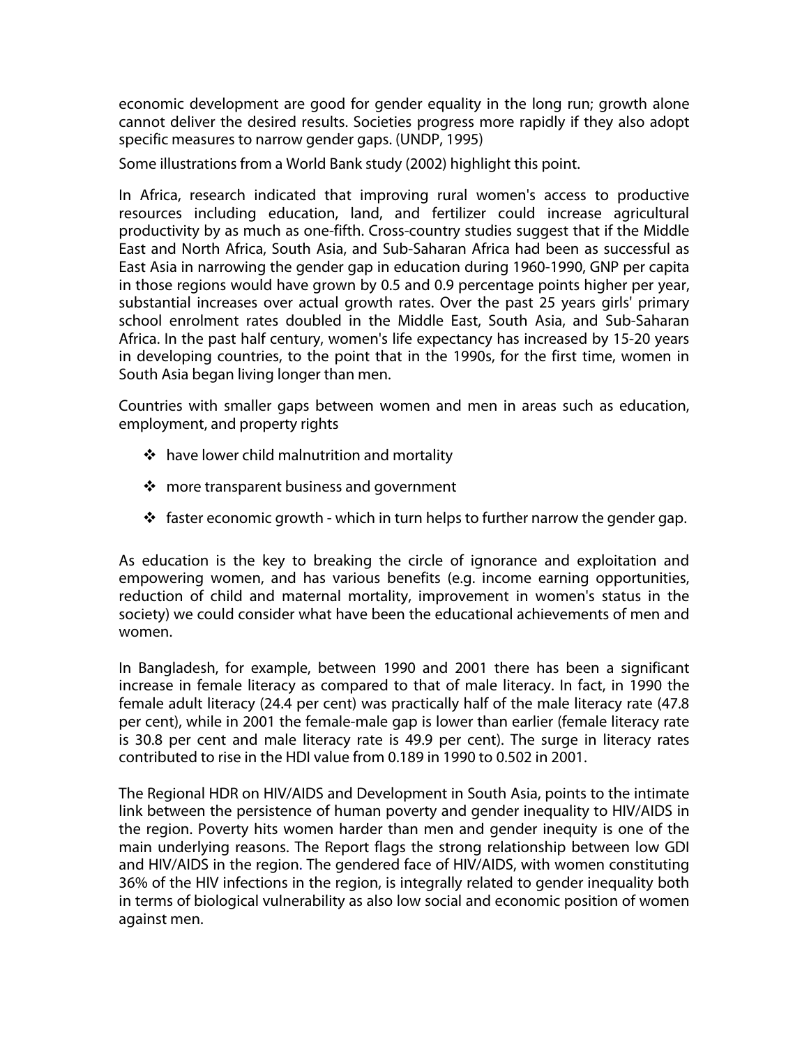economic development are good for gender equality in the long run; growth alone cannot deliver the desired results. Societies progress more rapidly if they also adopt specific measures to narrow gender gaps. (UNDP, 1995)

Some illustrations from a World Bank study (2002) highlight this point.

In Africa, research indicated that improving rural women's access to productive resources including education, land, and fertilizer could increase agricultural productivity by as much as one-fifth. Cross-country studies suggest that if the Middle East and North Africa, South Asia, and Sub-Saharan Africa had been as successful as East Asia in narrowing the gender gap in education during 1960-1990, GNP per capita in those regions would have grown by 0.5 and 0.9 percentage points higher per year, substantial increases over actual growth rates. Over the past 25 years girls' primary school enrolment rates doubled in the Middle East, South Asia, and Sub-Saharan Africa. In the past half century, women's life expectancy has increased by 15-20 years in developing countries, to the point that in the 1990s, for the first time, women in South Asia began living longer than men.

Countries with smaller gaps between women and men in areas such as education, employment, and property rights

- have lower child malnutrition and mortality
- more transparent business and government
- faster economic growth - which in turn helps to further narrow the gender gap.

As education is the key to breaking the circle of ignorance and exploitation and empowering women, and has various benefits (e.g. income earning opportunities, reduction of child and maternal mortality, improvement in women's status in the society) we could consider what have been the educational achievements of men and women.

In Bangladesh, for example, between 1990 and 2001 there has been a significant increase in female literacy as compared to that of male literacy. In fact, in 1990 the female adult literacy (24.4 per cent) was practically half of the male literacy rate (47.8 per cent), while in 2001 the female-male gap is lower than earlier (female literacy rate is 30.8 per cent and male literacy rate is 49.9 per cent). The surge in literacy rates contributed to rise in the HDI value from 0.189 in 1990 to 0.502 in 2001.

The Regional HDR on HIV/AIDS and Development in South Asia, points to the intimate link between the persistence of human poverty and gender inequality to HIV/AIDS in the region. Poverty hits women harder than men and gender inequity is one of the main underlying reasons. The Report flags the strong relationship between low GDI and HIV/AIDS in the region. The gendered face of HIV/AIDS, with women constituting 36% of the HIV infections in the region, is integrally related to gender inequality both in terms of biological vulnerability as also low social and economic position of women against men.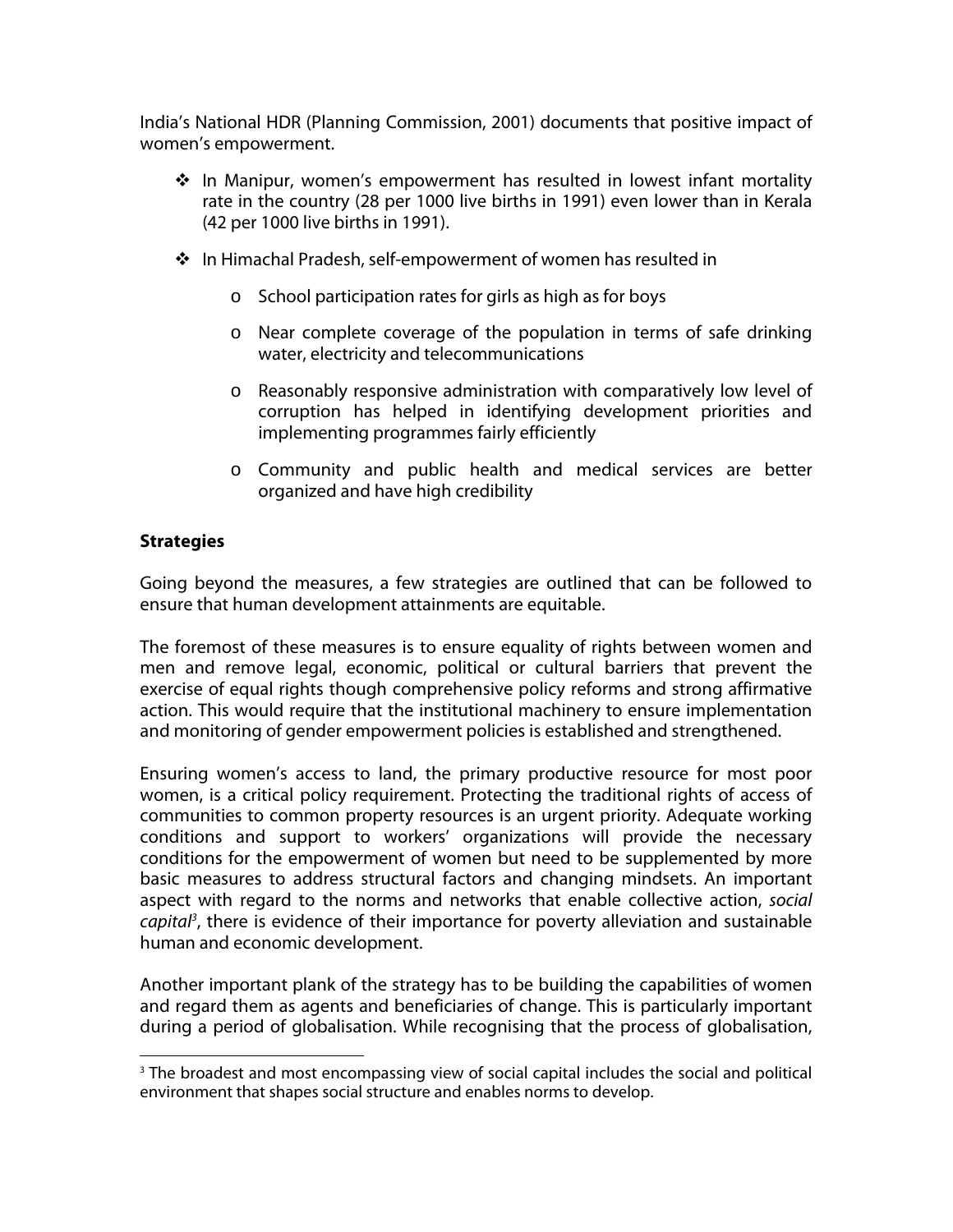India's National HDR (Planning Commission, 2001) documents that positive impact of women's empowerment.

- In Manipur, women's empowerment has resulted in lowest infant mortality rate in the country (28 per 1000 live births in 1991) even lower than in Kerala (42 per 1000 live births in 1991).
- In Himachal Pradesh, self-empowerment of women has resulted in
  - School participation rates for girls as high as for boys
  - Near complete coverage of the population in terms of safe drinking water, electricity and telecommunications
  - Reasonably responsive administration with comparatively low level of corruption has helped in identifying development priorities and implementing programmes fairly efficiently
  - Community and public health and medical services are better organized and have high credibility

**Strategies**

Going beyond the measures, a few strategies are outlined that can be followed to ensure that human development attainments are equitable.

The foremost of these measures is to ensure equality of rights between women and men and remove legal, economic, political or cultural barriers that prevent the exercise of equal rights though comprehensive policy reforms and strong affirmative action. This would require that the institutional machinery to ensure implementation and monitoring of gender empowerment policies is established and strengthened.

Ensuring women's access to land, the primary productive resource for most poor women, is a critical policy requirement. Protecting the traditional rights of access of communities to common property resources is an urgent priority. Adequate working conditions and support to workers' organizations will provide the necessary conditions for the empowerment of women but need to be supplemented by more basic measures to address structural factors and changing mindsets. An important aspect with regard to the norms and networks that enable collective action, *social capital*[3], there is evidence of their importance for poverty alleviation and sustainable human and economic development.

Another important plank of the strategy has to be building the capabilities of women and regard them as agents and beneficiaries of change. This is particularly important during a period of globalisation. While recognising that the process of globalisation,

[3] The broadest and most encompassing view of social capital includes the social and political environment that shapes social structure and enables norms to develop.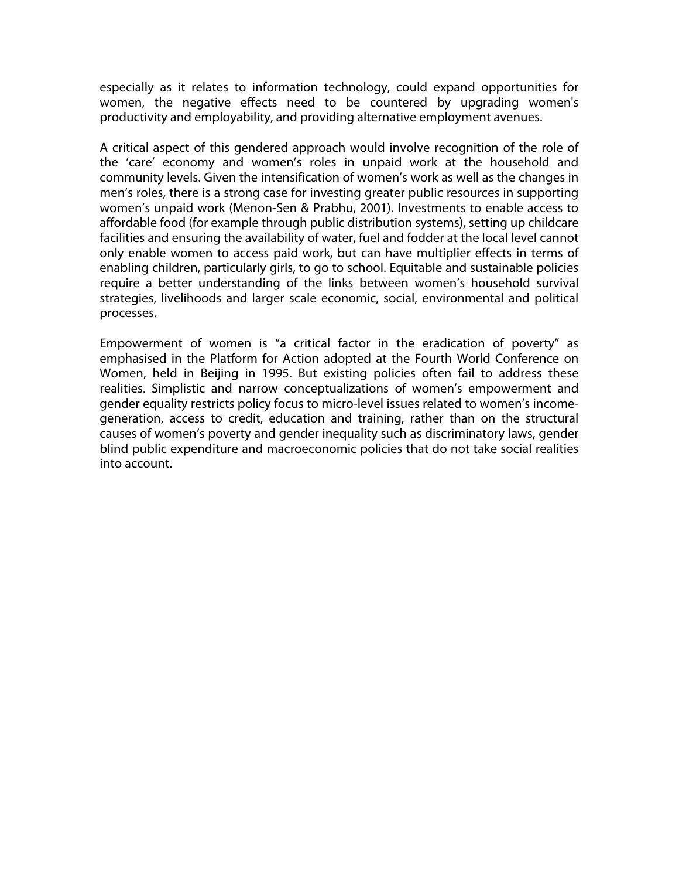especially as it relates to information technology, could expand opportunities for women, the negative effects need to be countered by upgrading women's productivity and employability, and providing alternative employment avenues.

A critical aspect of this gendered approach would involve recognition of the role of the 'care' economy and women's roles in unpaid work at the household and community levels. Given the intensification of women's work as well as the changes in men's roles, there is a strong case for investing greater public resources in supporting women's unpaid work (Menon-Sen & Prabhu, 2001). Investments to enable access to affordable food (for example through public distribution systems), setting up childcare facilities and ensuring the availability of water, fuel and fodder at the local level cannot only enable women to access paid work, but can have multiplier effects in terms of enabling children, particularly girls, to go to school. Equitable and sustainable policies require a better understanding of the links between women's household survival strategies, livelihoods and larger scale economic, social, environmental and political processes.

Empowerment of women is "a critical factor in the eradication of poverty" as emphasised in the Platform for Action adopted at the Fourth World Conference on Women, held in Beijing in 1995. But existing policies often fail to address these realities. Simplistic and narrow conceptualizations of women's empowerment and gender equality restricts policy focus to micro-level issues related to women's income-generation, access to credit, education and training, rather than on the structural causes of women's poverty and gender inequality such as discriminatory laws, gender blind public expenditure and macroeconomic policies that do not take social realities into account.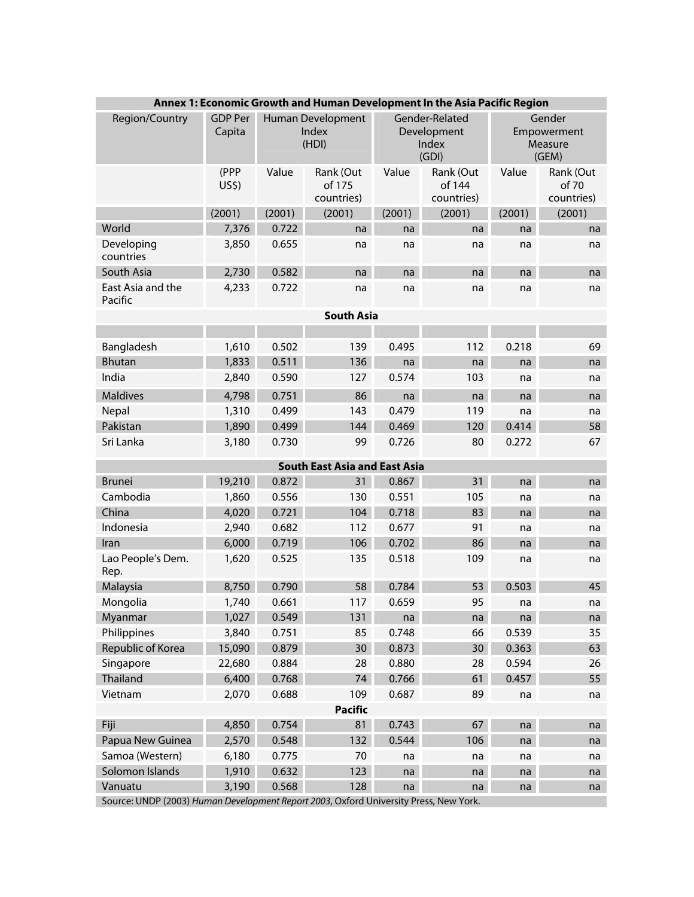| Annex 1: Economic Growth and Human Development In the Asia Pacific Region | | | | | | | |
|---|---|---|---|---|---|---|---|
| Region/Country | GDP Per Capita | Human Development Index (HDI) | | Gender-Related Development Index (GDI) | | Gender Empowerment Measure (GEM) | |
| | (PPP US$) | Value | Rank (Out of 175 countries) | Value | Rank (Out of 144 countries) | Value | Rank (Out of 70 countries) |
| | (2001) | (2001) | (2001) | (2001) | (2001) | (2001) | (2001) |
| World | 7,376 | 0.722 | na | na | na | na | na |
| Developing countries | 3,850 | 0.655 | na | na | na | na | na |
| South Asia | 2,730 | 0.582 | na | na | na | na | na |
| East Asia and the Pacific | 4,233 | 0.722 | na | na | na | na | na |
| **South Asia** | | | | | | | |
| | | | | | | | |
| Bangladesh | 1,610 | 0.502 | 139 | 0.495 | 112 | 0.218 | 69 |
| Bhutan | 1,833 | 0.511 | 136 | na | na | na | na |
| India | 2,840 | 0.590 | 127 | 0.574 | 103 | na | na |
| Maldives | 4,798 | 0.751 | 86 | na | na | na | na |
| Nepal | 1,310 | 0.499 | 143 | 0.479 | 119 | na | na |
| Pakistan | 1,890 | 0.499 | 144 | 0.469 | 120 | 0.414 | 58 |
| Sri Lanka | 3,180 | 0.730 | 99 | 0.726 | 80 | 0.272 | 67 |
| **South East Asia and East Asia** | | | | | | | |
| Brunei | 19,210 | 0.872 | 31 | 0.867 | 31 | na | na |
| Cambodia | 1,860 | 0.556 | 130 | 0.551 | 105 | na | na |
| China | 4,020 | 0.721 | 104 | 0.718 | 83 | na | na |
| Indonesia | 2,940 | 0.682 | 112 | 0.677 | 91 | na | na |
| Iran | 6,000 | 0.719 | 106 | 0.702 | 86 | na | na |
| Lao People's Dem. Rep. | 1,620 | 0.525 | 135 | 0.518 | 109 | na | na |
| Malaysia | 8,750 | 0.790 | 58 | 0.784 | 53 | 0.503 | 45 |
| Mongolia | 1,740 | 0.661 | 117 | 0.659 | 95 | na | na |
| Myanmar | 1,027 | 0.549 | 131 | na | na | na | na |
| Philippines | 3,840 | 0.751 | 85 | 0.748 | 66 | 0.539 | 35 |
| Republic of Korea | 15,090 | 0.879 | 30 | 0.873 | 30 | 0.363 | 63 |
| Singapore | 22,680 | 0.884 | 28 | 0.880 | 28 | 0.594 | 26 |
| Thailand | 6,400 | 0.768 | 74 | 0.766 | 61 | 0.457 | 55 |
| Vietnam | 2,070 | 0.688 | 109 | 0.687 | 89 | na | na |
| **Pacific** | | | | | | | |
| Fiji | 4,850 | 0.754 | 81 | 0.743 | 67 | na | na |
| Papua New Guinea | 2,570 | 0.548 | 132 | 0.544 | 106 | na | na |
| Samoa (Western) | 6,180 | 0.775 | 70 | na | na | na | na |
| Solomon Islands | 1,910 | 0.632 | 123 | na | na | na | na |
| Vanuatu | 3,190 | 0.568 | 128 | na | na | na | na |

Source: UNDP (2003) *Human Development Report 2003*, Oxford University Press, New York.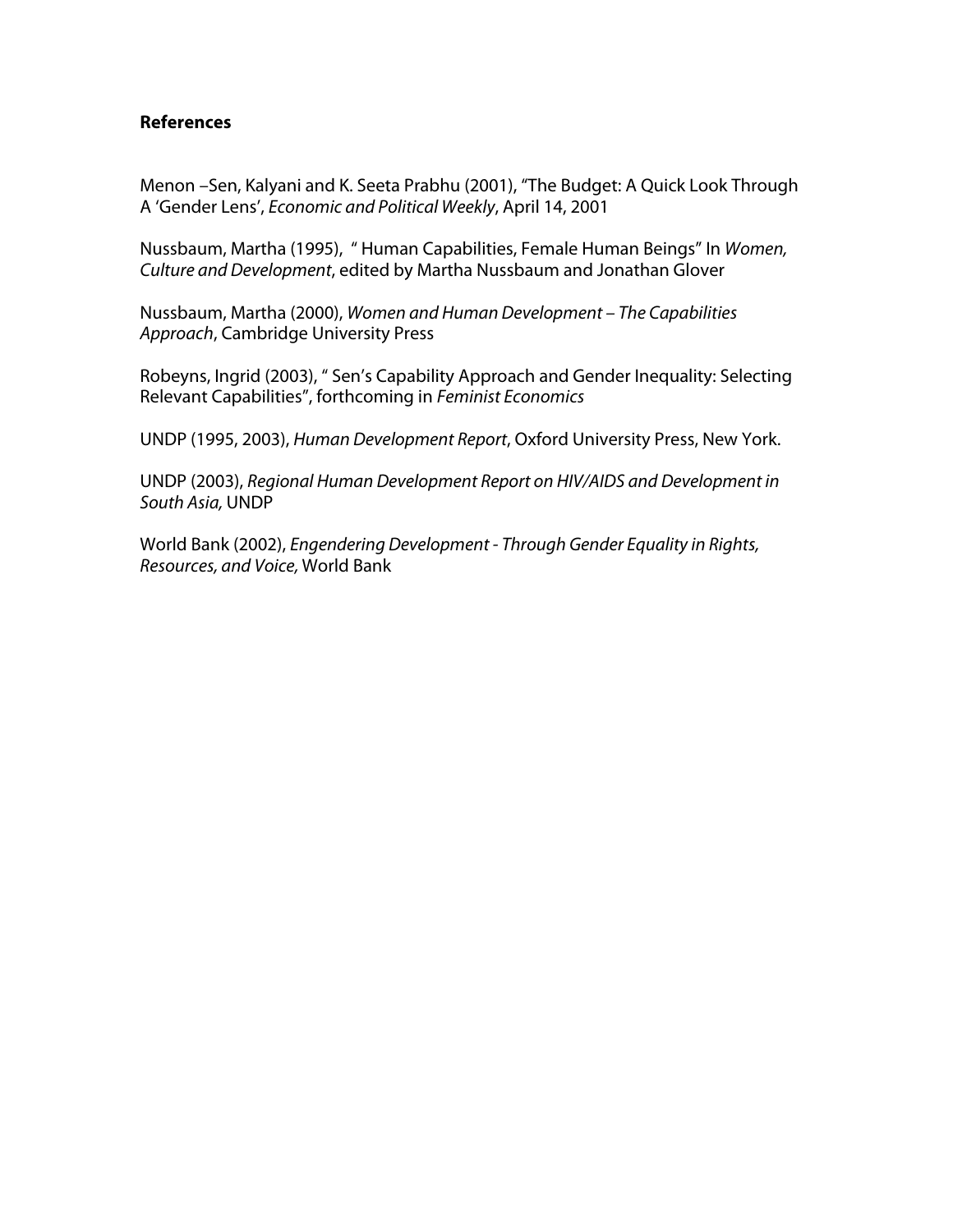**References**

Menon –Sen, Kalyani and K. Seeta Prabhu (2001), "The Budget: A Quick Look Through A 'Gender Lens', *Economic and Political Weekly*, April 14, 2001

Nussbaum, Martha (1995), " Human Capabilities, Female Human Beings" In *Women, Culture and Development*, edited by Martha Nussbaum and Jonathan Glover

Nussbaum, Martha (2000), *Women and Human Development – The Capabilities Approach*, Cambridge University Press

Robeyns, Ingrid (2003), " Sen's Capability Approach and Gender Inequality: Selecting Relevant Capabilities", forthcoming in *Feminist Economics*

UNDP (1995, 2003), *Human Development Report*, Oxford University Press, New York.

UNDP (2003), *Regional Human Development Report on HIV/AIDS and Development in South Asia,* UNDP

World Bank (2002), *Engendering Development - Through Gender Equality in Rights, Resources, and Voice,* World Bank